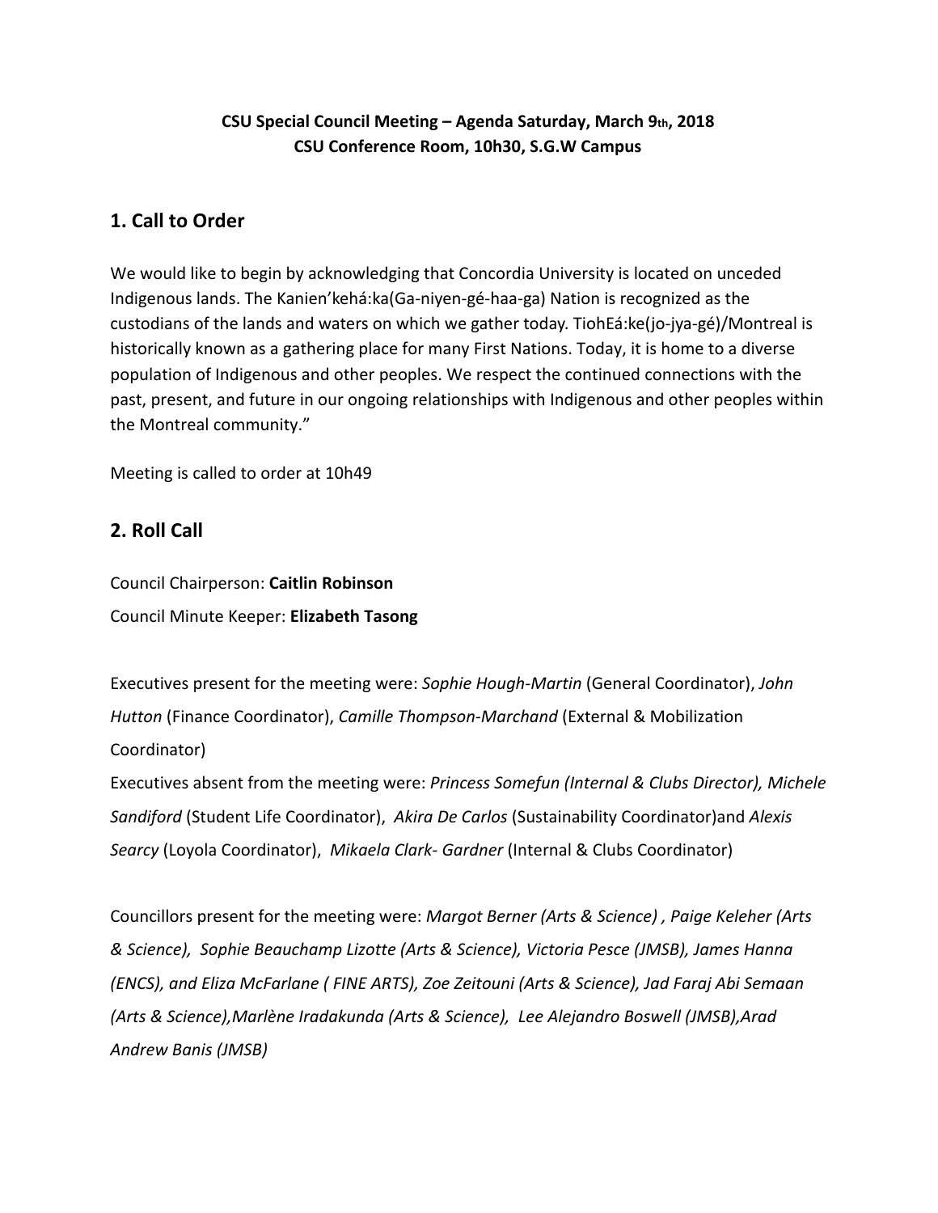**CSU Special Council Meeting – Agenda Saturday, March 9th, 2018**
**CSU Conference Room, 10h30, S.G.W Campus**

## 1. Call to Order

We would like to begin by acknowledging that Concordia University is located on unceded Indigenous lands. The Kanien'kehá:ka(Ga-niyen-gé-haa-ga) Nation is recognized as the custodians of the lands and waters on which we gather today. TiohEá:ke(jo-jya-gé)/Montreal is historically known as a gathering place for many First Nations. Today, it is home to a diverse population of Indigenous and other peoples. We respect the continued connections with the past, present, and future in our ongoing relationships with Indigenous and other peoples within the Montreal community."

Meeting is called to order at 10h49

## 2. Roll Call

Council Chairperson: **Caitlin Robinson**
Council Minute Keeper: **Elizabeth Tasong**

Executives present for the meeting were: *Sophie Hough-Martin* (General Coordinator), *John Hutton* (Finance Coordinator), *Camille Thompson-Marchand* (External & Mobilization Coordinator)
Executives absent from the meeting were: *Princess Somefun (Internal & Clubs Director), Michele Sandiford* (Student Life Coordinator), *Akira De Carlos* (Sustainability Coordinator)and *Alexis Searcy* (Loyola Coordinator), *Mikaela Clark- Gardner* (Internal & Clubs Coordinator)

Councillors present for the meeting were: *Margot Berner (Arts & Science) , Paige Keleher (Arts & Science), Sophie Beauchamp Lizotte (Arts & Science), Victoria Pesce (JMSB), James Hanna (ENCS), and Eliza McFarlane ( FINE ARTS), Zoe Zeitouni (Arts & Science), Jad Faraj Abi Semaan (Arts & Science),Marlène Iradakunda (Arts & Science), Lee Alejandro Boswell (JMSB),Arad Andrew Banis (JMSB)*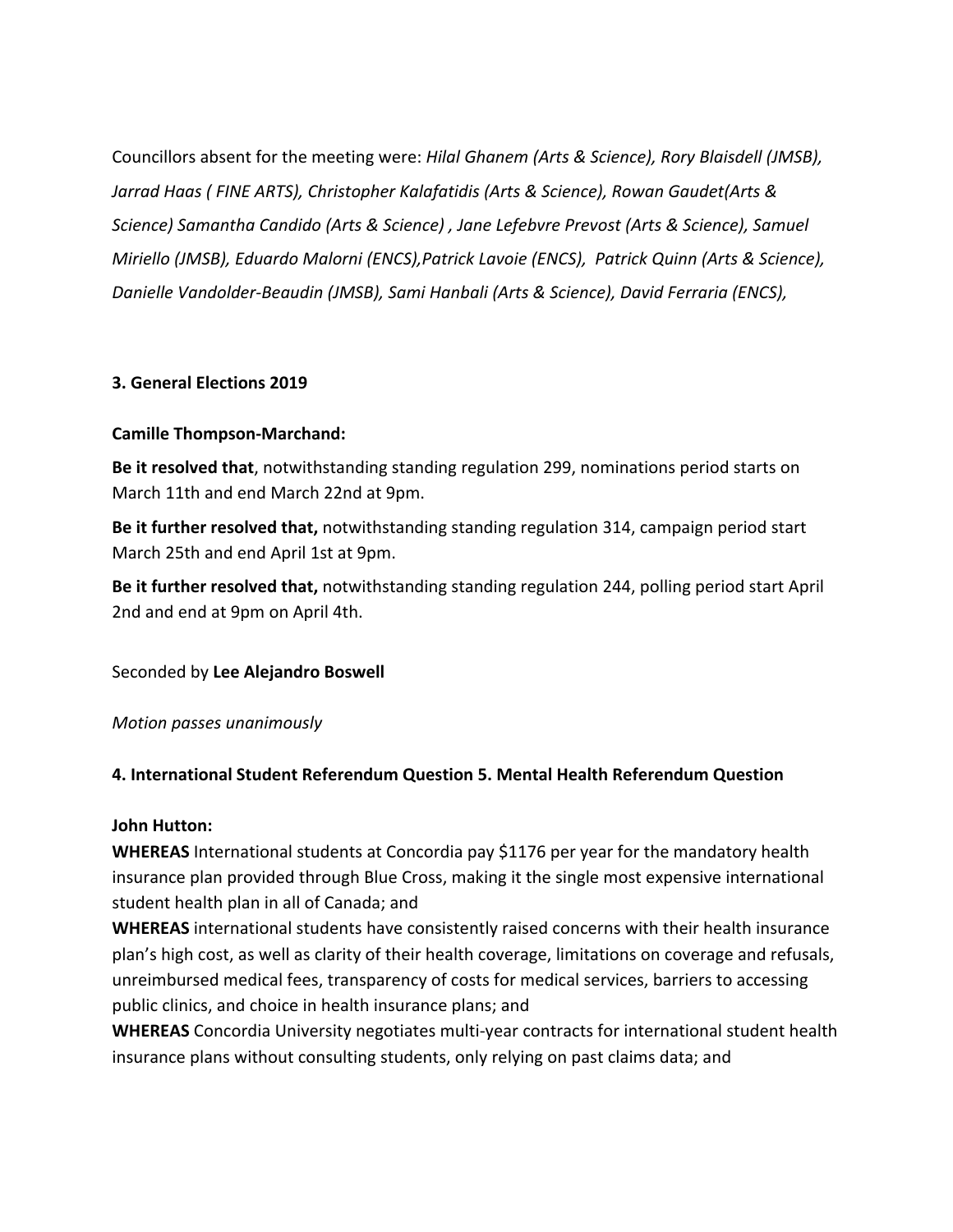Councillors absent for the meeting were: *Hilal Ghanem (Arts & Science), Rory Blaisdell (JMSB), Jarrad Haas ( FINE ARTS), Christopher Kalafatidis (Arts & Science), Rowan Gaudet(Arts & Science) Samantha Candido (Arts & Science) , Jane Lefebvre Prevost (Arts & Science), Samuel Miriello (JMSB), Eduardo Malorni (ENCS),Patrick Lavoie (ENCS), Patrick Quinn (Arts & Science), Danielle Vandolder-Beaudin (JMSB), Sami Hanbali (Arts & Science), David Ferraria (ENCS),*

**3. General Elections 2019**

**Camille Thompson-Marchand:**

**Be it resolved that**, notwithstanding standing regulation 299, nominations period starts on March 11th and end March 22nd at 9pm.

**Be it further resolved that,** notwithstanding standing regulation 314, campaign period start March 25th and end April 1st at 9pm.

**Be it further resolved that,** notwithstanding standing regulation 244, polling period start April 2nd and end at 9pm on April 4th.

Seconded by **Lee Alejandro Boswell**

*Motion passes unanimously*

**4. International Student Referendum Question 5. Mental Health Referendum Question**

**John Hutton:**

**WHEREAS** International students at Concordia pay $1176 per year for the mandatory health insurance plan provided through Blue Cross, making it the single most expensive international student health plan in all of Canada; and

**WHEREAS** international students have consistently raised concerns with their health insurance plan's high cost, as well as clarity of their health coverage, limitations on coverage and refusals, unreimbursed medical fees, transparency of costs for medical services, barriers to accessing public clinics, and choice in health insurance plans; and

**WHEREAS** Concordia University negotiates multi-year contracts for international student health insurance plans without consulting students, only relying on past claims data; and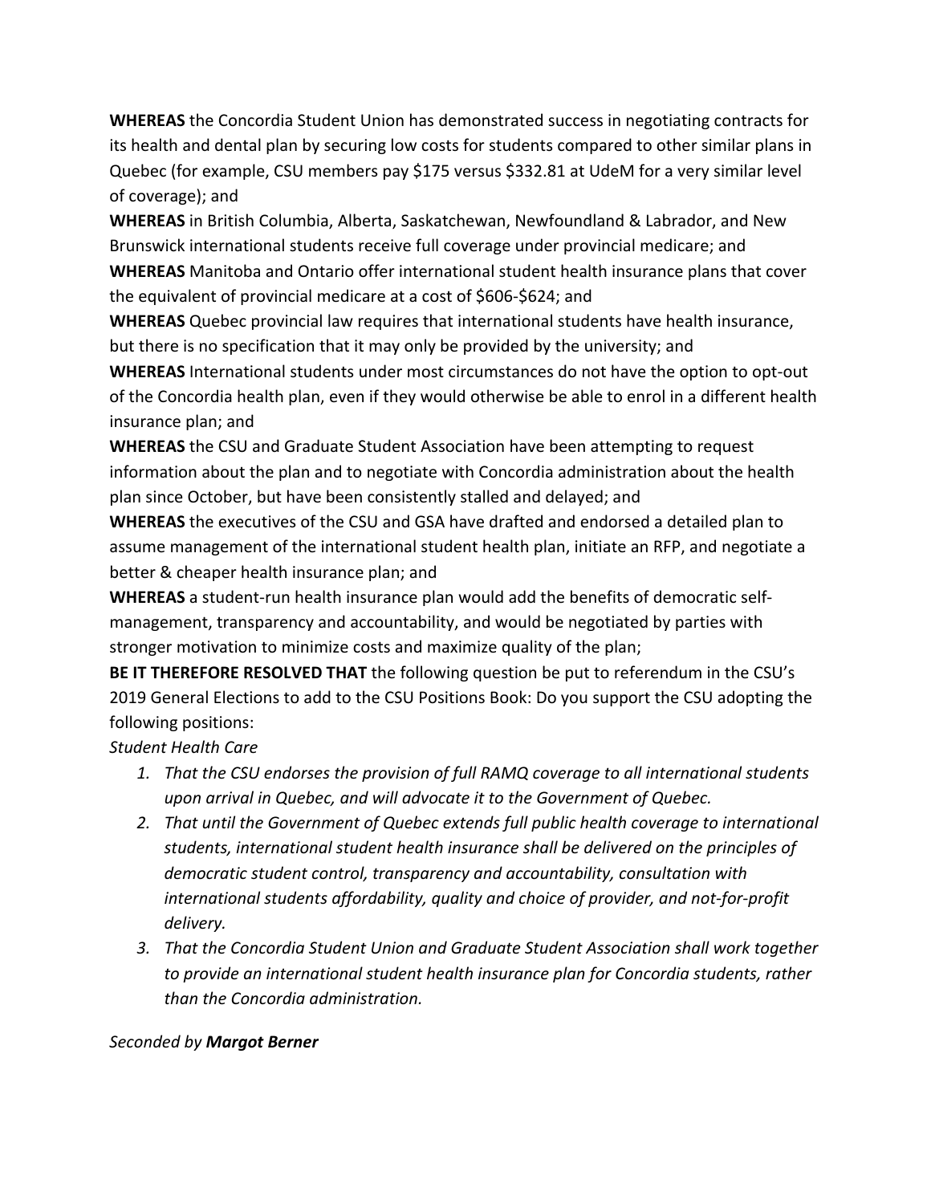**WHEREAS** the Concordia Student Union has demonstrated success in negotiating contracts for its health and dental plan by securing low costs for students compared to other similar plans in Quebec (for example, CSU members pay $175 versus $332.81 at UdeM for a very similar level of coverage); and

**WHEREAS** in British Columbia, Alberta, Saskatchewan, Newfoundland & Labrador, and New Brunswick international students receive full coverage under provincial medicare; and

**WHEREAS** Manitoba and Ontario offer international student health insurance plans that cover the equivalent of provincial medicare at a cost of $606-$624; and

**WHEREAS** Quebec provincial law requires that international students have health insurance, but there is no specification that it may only be provided by the university; and

**WHEREAS** International students under most circumstances do not have the option to opt-out of the Concordia health plan, even if they would otherwise be able to enrol in a different health insurance plan; and

**WHEREAS** the CSU and Graduate Student Association have been attempting to request information about the plan and to negotiate with Concordia administration about the health plan since October, but have been consistently stalled and delayed; and

**WHEREAS** the executives of the CSU and GSA have drafted and endorsed a detailed plan to assume management of the international student health plan, initiate an RFP, and negotiate a better & cheaper health insurance plan; and

**WHEREAS** a student-run health insurance plan would add the benefits of democratic self-management, transparency and accountability, and would be negotiated by parties with stronger motivation to minimize costs and maximize quality of the plan;

**BE IT THEREFORE RESOLVED THAT** the following question be put to referendum in the CSU's 2019 General Elections to add to the CSU Positions Book: Do you support the CSU adopting the following positions:

*Student Health Care*

1. *That the CSU endorses the provision of full RAMQ coverage to all international students upon arrival in Quebec, and will advocate it to the Government of Quebec.*
2. *That until the Government of Quebec extends full public health coverage to international students, international student health insurance shall be delivered on the principles of democratic student control, transparency and accountability, consultation with international students affordability, quality and choice of provider, and not-for-profit delivery.*
3. *That the Concordia Student Union and Graduate Student Association shall work together to provide an international student health insurance plan for Concordia students, rather than the Concordia administration.*

*Seconded by **Margot Berner***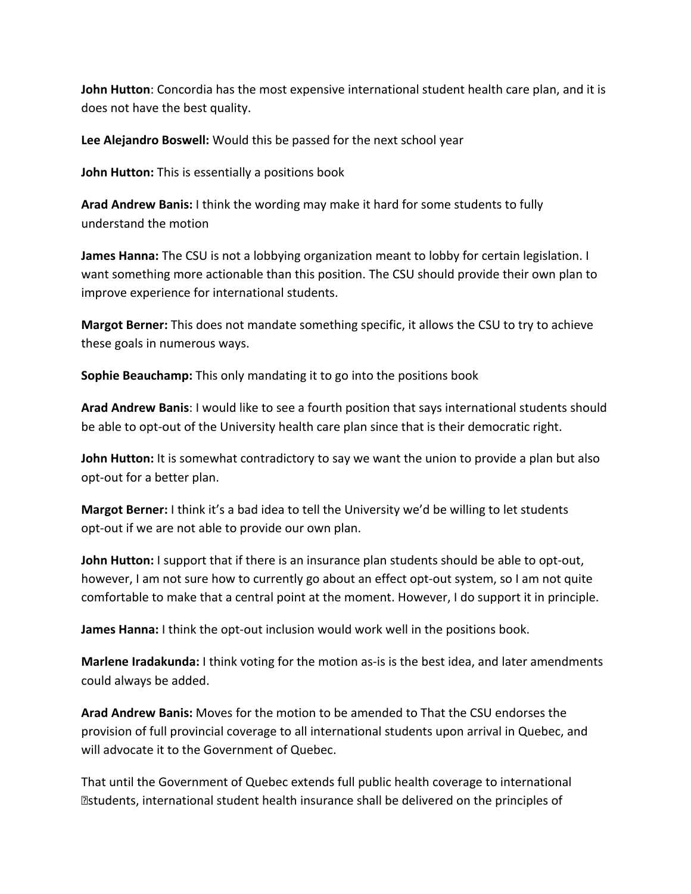**John Hutton**: Concordia has the most expensive international student health care plan, and it is does not have the best quality.

**Lee Alejandro Boswell:** Would this be passed for the next school year

**John Hutton:** This is essentially a positions book

**Arad Andrew Banis:** I think the wording may make it hard for some students to fully understand the motion

**James Hanna:** The CSU is not a lobbying organization meant to lobby for certain legislation. I want something more actionable than this position. The CSU should provide their own plan to improve experience for international students.

**Margot Berner:** This does not mandate something specific, it allows the CSU to try to achieve these goals in numerous ways.

**Sophie Beauchamp:** This only mandating it to go into the positions book

**Arad Andrew Banis**: I would like to see a fourth position that says international students should be able to opt-out of the University health care plan since that is their democratic right.

**John Hutton:** It is somewhat contradictory to say we want the union to provide a plan but also opt-out for a better plan.

**Margot Berner:** I think it's a bad idea to tell the University we'd be willing to let students opt-out if we are not able to provide our own plan.

**John Hutton:** I support that if there is an insurance plan students should be able to opt-out, however, I am not sure how to currently go about an effect opt-out system, so I am not quite comfortable to make that a central point at the moment. However, I do support it in principle.

**James Hanna:** I think the opt-out inclusion would work well in the positions book.

**Marlene Iradakunda:** I think voting for the motion as-is is the best idea, and later amendments could always be added.

**Arad Andrew Banis:** Moves for the motion to be amended to That the CSU endorses the provision of full provincial coverage to all international students upon arrival in Quebec, and will advocate it to the Government of Quebec.

That until the Government of Quebec extends full public health coverage to international students, international student health insurance shall be delivered on the principles of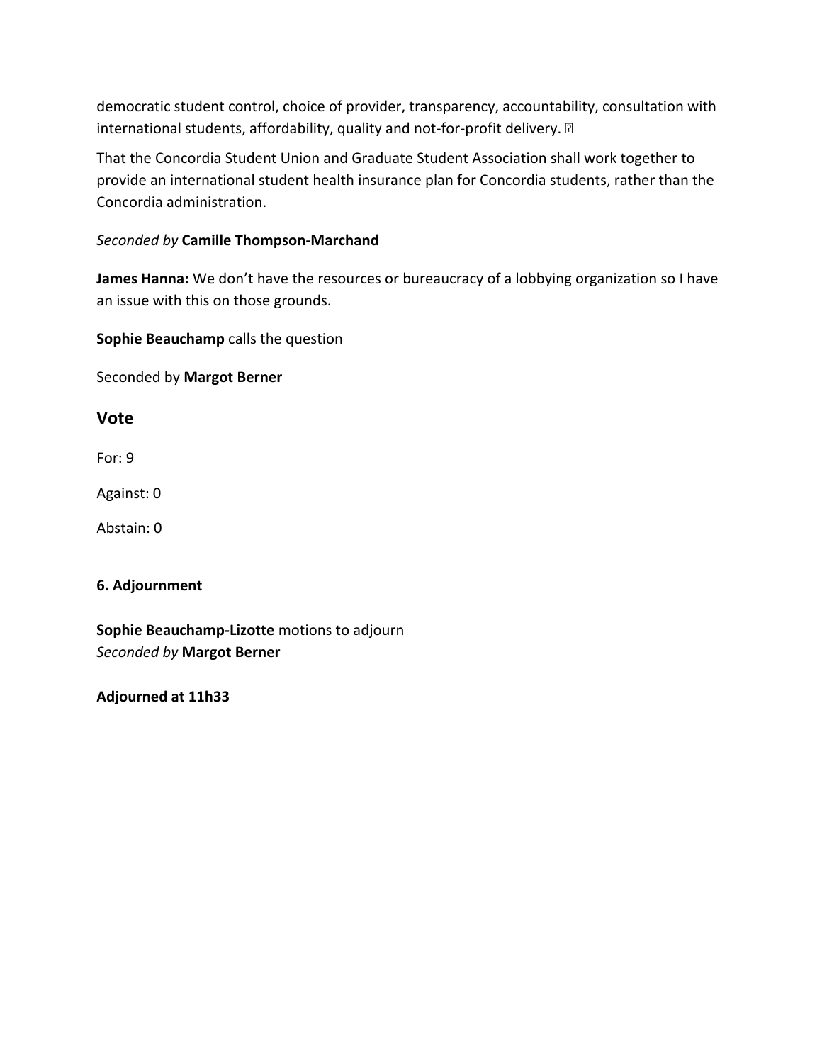democratic student control, choice of provider, transparency, accountability, consultation with international students, affordability, quality and not-for-profit delivery.

That the Concordia Student Union and Graduate Student Association shall work together to provide an international student health insurance plan for Concordia students, rather than the Concordia administration.

*Seconded by* **Camille Thompson-Marchand**

**James Hanna:** We don't have the resources or bureaucracy of a lobbying organization so I have an issue with this on those grounds.

**Sophie Beauchamp** calls the question

Seconded by **Margot Berner**

## Vote

For: 9

Against: 0

Abstain: 0

**6. Adjournment**

**Sophie Beauchamp-Lizotte** motions to adjourn
*Seconded by* **Margot Berner**

**Adjourned at 11h33**